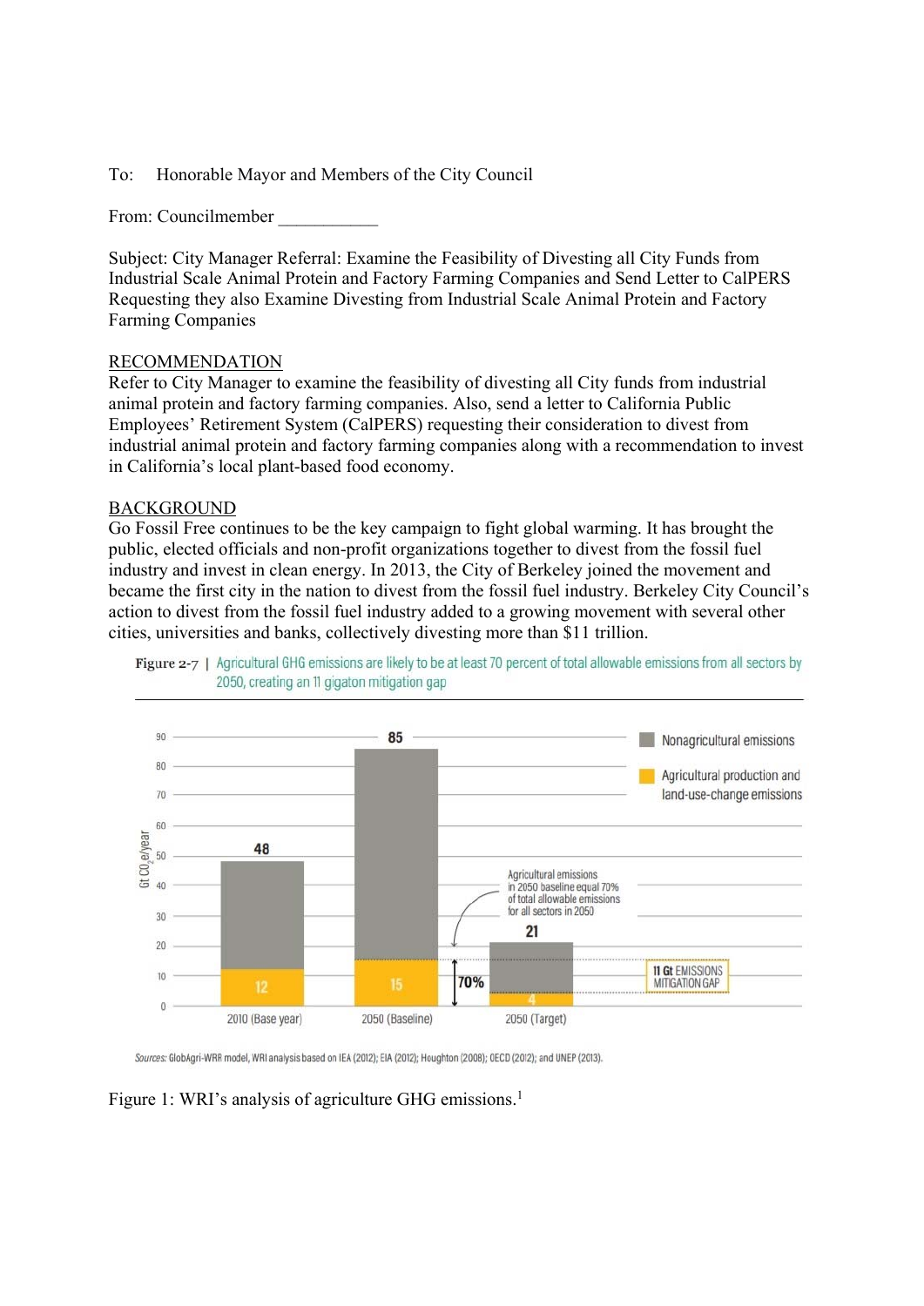To: Honorable Mayor and Members of the City Council

From: Councilmember ___________

Subject: City Manager Referral: Examine the Feasibility of Divesting all City Funds from Industrial Scale Animal Protein and Factory Farming Companies and Send Letter to CalPERS Requesting they also Examine Divesting from Industrial Scale Animal Protein and Factory Farming Companies

## RECOMMENDATION

Refer to City Manager to examine the feasibility of divesting all City funds from industrial animal protein and factory farming companies. Also, send a letter to California Public Employees' Retirement System (CalPERS) requesting their consideration to divest from industrial animal protein and factory farming companies along with a recommendation to invest in California's local plant-based food economy.

## BACKGROUND

Go Fossil Free continues to be the key campaign to fight global warming. It has brought the public, elected officials and non-profit organizations together to divest from the fossil fuel industry and invest in clean energy. In 2013, the City of Berkeley joined the movement and became the first city in the nation to divest from the fossil fuel industry. Berkeley City Council's action to divest from the fossil fuel industry added to a growing movement with several other cities, universities and banks, collectively divesting more than $11 trillion.

**Figure 2-7** | Agricultural GHG emissions are likely to be at least 70 percent of total allowable emissions from all sectors by 2050, creating an 11 gigaton mitigation gap

*Sources:* GlobAgri-WRR model, WRI analysis based on IEA (2012); EIA (2012); Houghton (2008); OECD (2012); and UNEP (2013).

Figure 1: WRI's analysis of agriculture GHG emissions.[1]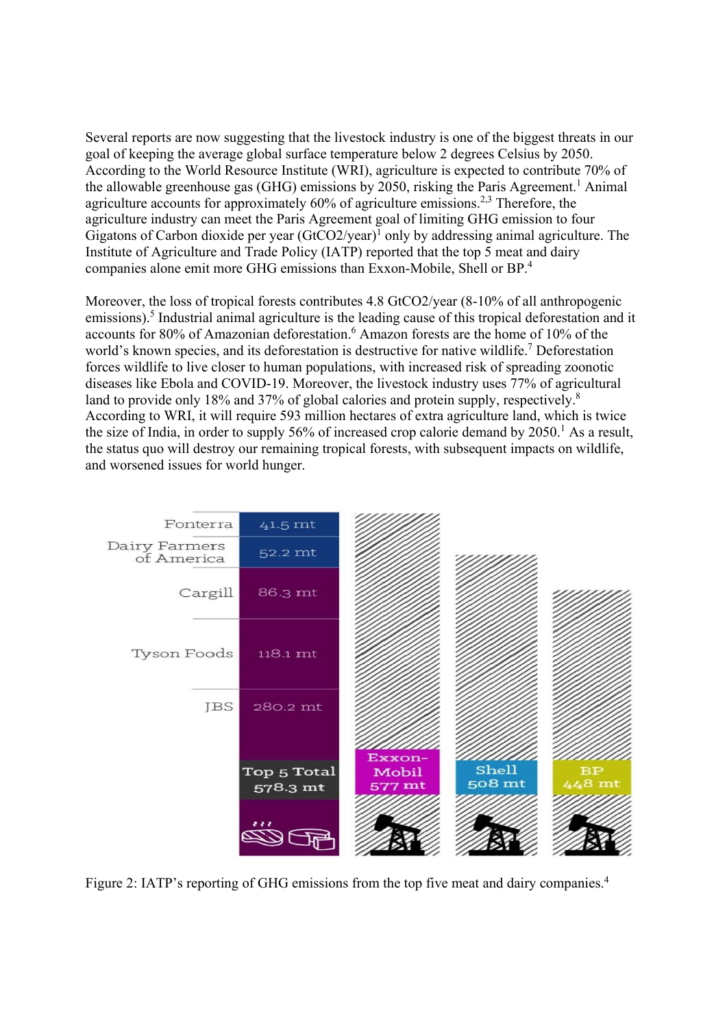Several reports are now suggesting that the livestock industry is one of the biggest threats in our goal of keeping the average global surface temperature below 2 degrees Celsius by 2050. According to the World Resource Institute (WRI), agriculture is expected to contribute 70% of the allowable greenhouse gas (GHG) emissions by 2050, risking the Paris Agreement.[1] Animal agriculture accounts for approximately 60% of agriculture emissions.[2,3] Therefore, the agriculture industry can meet the Paris Agreement goal of limiting GHG emission to four Gigatons of Carbon dioxide per year (Gt$CO_2$/year)[1] only by addressing animal agriculture. The Institute of Agriculture and Trade Policy (IATP) reported that the top 5 meat and dairy companies alone emit more GHG emissions than Exxon-Mobile, Shell or BP.[4]

Moreover, the loss of tropical forests contributes 4.8 Gt$CO_2$/year (8-10% of all anthropogenic emissions).[5] Industrial animal agriculture is the leading cause of this tropical deforestation and it accounts for 80% of Amazonian deforestation.[6] Amazon forests are the home of 10% of the world's known species, and its deforestation is destructive for native wildlife.[7] Deforestation forces wildlife to live closer to human populations, with increased risk of spreading zoonotic diseases like Ebola and COVID-19. Moreover, the livestock industry uses 77% of agricultural land to provide only 18% and 37% of global calories and protein supply, respectively.[8] According to WRI, it will require 593 million hectares of extra agriculture land, which is twice the size of India, in order to supply 56% of increased crop calorie demand by 2050.[1] As a result, the status quo will destroy our remaining tropical forests, with subsequent impacts on wildlife, and worsened issues for world hunger.

Figure 2: IATP's reporting of GHG emissions from the top five meat and dairy companies.[4]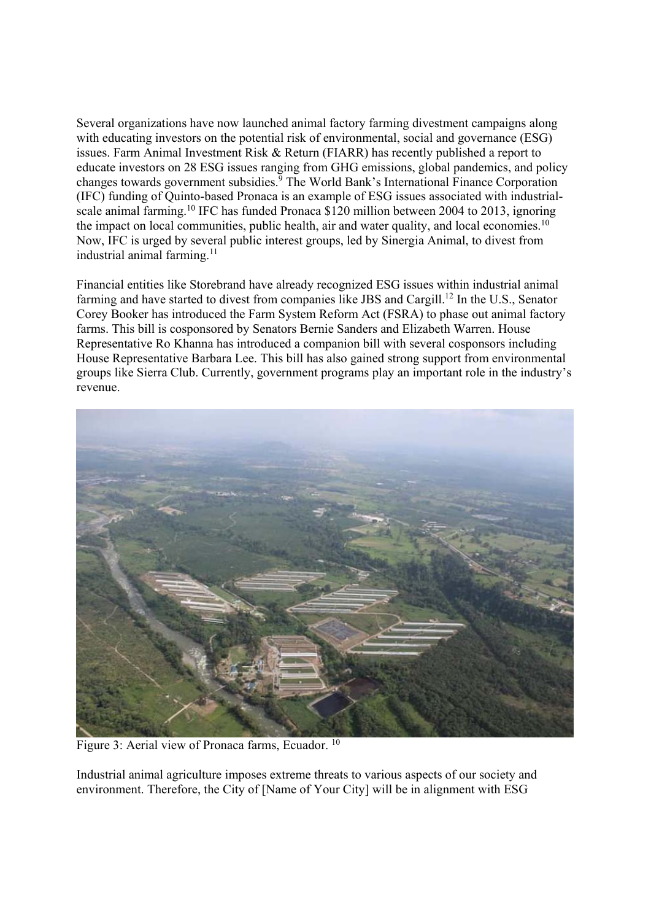Several organizations have now launched animal factory farming divestment campaigns along with educating investors on the potential risk of environmental, social and governance (ESG) issues. Farm Animal Investment Risk & Return (FIARR) has recently published a report to educate investors on 28 ESG issues ranging from GHG emissions, global pandemics, and policy changes towards government subsidies.[9] The World Bank's International Finance Corporation (IFC) funding of Quinto-based Pronaca is an example of ESG issues associated with industrial-scale animal farming.[10] IFC has funded Pronaca $120 million between 2004 to 2013, ignoring the impact on local communities, public health, air and water quality, and local economies.[10] Now, IFC is urged by several public interest groups, led by Sinergia Animal, to divest from industrial animal farming.[11]

Financial entities like Storebrand have already recognized ESG issues within industrial animal farming and have started to divest from companies like JBS and Cargill.[12] In the U.S., Senator Corey Booker has introduced the Farm System Reform Act (FSRA) to phase out animal factory farms. This bill is cosponsored by Senators Bernie Sanders and Elizabeth Warren. House Representative Ro Khanna has introduced a companion bill with several cosponsors including House Representative Barbara Lee. This bill has also gained strong support from environmental groups like Sierra Club. Currently, government programs play an important role in the industry's revenue.

Figure 3: Aerial view of Pronaca farms, Ecuador. [10]

Industrial animal agriculture imposes extreme threats to various aspects of our society and environment. Therefore, the City of [Name of Your City] will be in alignment with ESG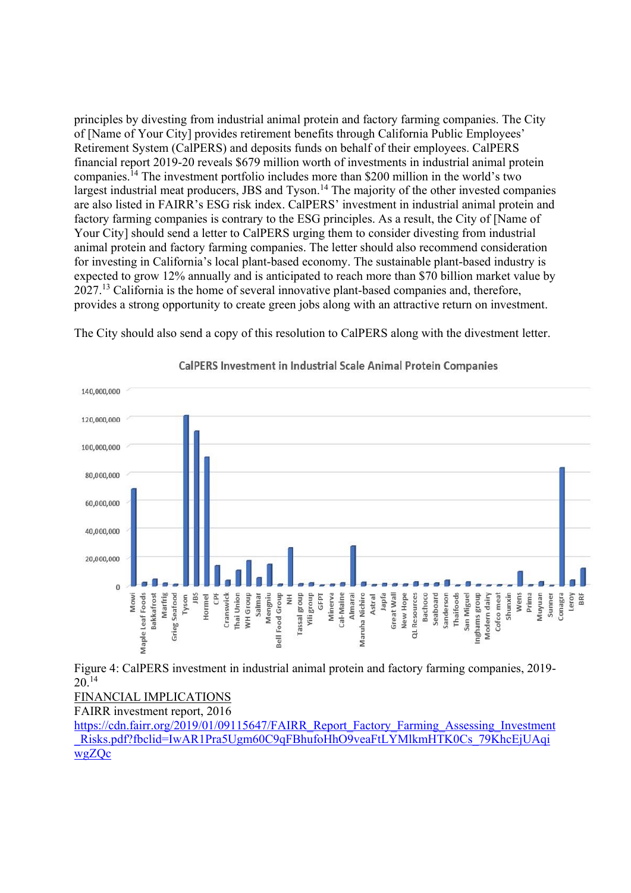principles by divesting from industrial animal protein and factory farming companies. The City of [Name of Your City] provides retirement benefits through California Public Employees' Retirement System (CalPERS) and deposits funds on behalf of their employees. CalPERS financial report 2019-20 reveals $679 million worth of investments in industrial animal protein companies.[14] The investment portfolio includes more than $200 million in the world's two largest industrial meat producers, JBS and Tyson.[14] The majority of the other invested companies are also listed in FAIRR's ESG risk index. CalPERS' investment in industrial animal protein and factory farming companies is contrary to the ESG principles. As a result, the City of [Name of Your City] should send a letter to CalPERS urging them to consider divesting from industrial animal protein and factory farming companies. The letter should also recommend consideration for investing in California's local plant-based economy. The sustainable plant-based industry is expected to grow 12% annually and is anticipated to reach more than $70 billion market value by 2027.[13] California is the home of several innovative plant-based companies and, therefore, provides a strong opportunity to create green jobs along with an attractive return on investment.

The City should also send a copy of this resolution to CalPERS along with the divestment letter.

Figure 4: CalPERS investment in industrial animal protein and factory farming companies, 2019-20.[14]

FINANCIAL IMPLICATIONS

FAIRR investment report, 2016

https://cdn.fairr.org/2019/01/09115647/FAIRR_Report_Factory_Farming_Assessing_Investment_Risks.pdf?fbclid=IwAR1Pra5Ugm60C9qFBhufoHhO9veaFtLYMlkmHTK0Cs_79KhcEjUAqiwgZQc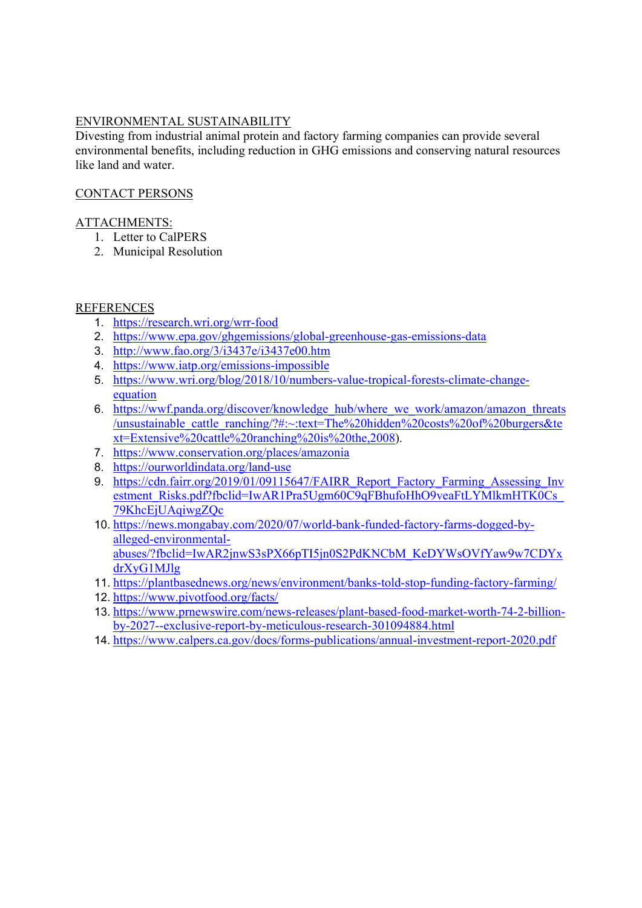## ENVIRONMENTAL SUSTAINABILITY

Divesting from industrial animal protein and factory farming companies can provide several environmental benefits, including reduction in GHG emissions and conserving natural resources like land and water.

## CONTACT PERSONS

## ATTACHMENTS:

1. Letter to CalPERS
2. Municipal Resolution

## REFERENCES

1. https://research.wri.org/wrr-food
2. https://www.epa.gov/ghgemissions/global-greenhouse-gas-emissions-data
3. http://www.fao.org/3/i3437e/i3437e00.htm
4. https://www.iatp.org/emissions-impossible
5. https://www.wri.org/blog/2018/10/numbers-value-tropical-forests-climate-change-equation
6. https://wwf.panda.org/discover/knowledge_hub/where_we_work/amazon/amazon_threats/unsustainable_cattle_ranching/?#:~:text=The%20hidden%20costs%20of%20burgers&text=Extensive%20cattle%20ranching%20is%20the,2008).
7. https://www.conservation.org/places/amazonia
8. https://ourworldindata.org/land-use
9. https://cdn.fairr.org/2019/01/09115647/FAIRR_Report_Factory_Farming_Assessing_Investment_Risks.pdf?fbclid=IwAR1Pra5Ugm60C9qFBhufoHhO9veaFtLYMlkmHTK0Cs_79KhcEjUAqiwgZQc
10. https://news.mongabay.com/2020/07/world-bank-funded-factory-farms-dogged-by-alleged-environmental-abuses/?fbclid=IwAR2jnwS3sPX66pTI5jn0S2PdKNCbM_KeDYWsOVfYaw9w7CDYxdrXyG1MJlg
11. https://plantbasednews.org/news/environment/banks-told-stop-funding-factory-farming/
12. https://www.pivotfood.org/facts/
13. https://www.prnewswire.com/news-releases/plant-based-food-market-worth-74-2-billion-by-2027--exclusive-report-by-meticulous-research-301094884.html
14. https://www.calpers.ca.gov/docs/forms-publications/annual-investment-report-2020.pdf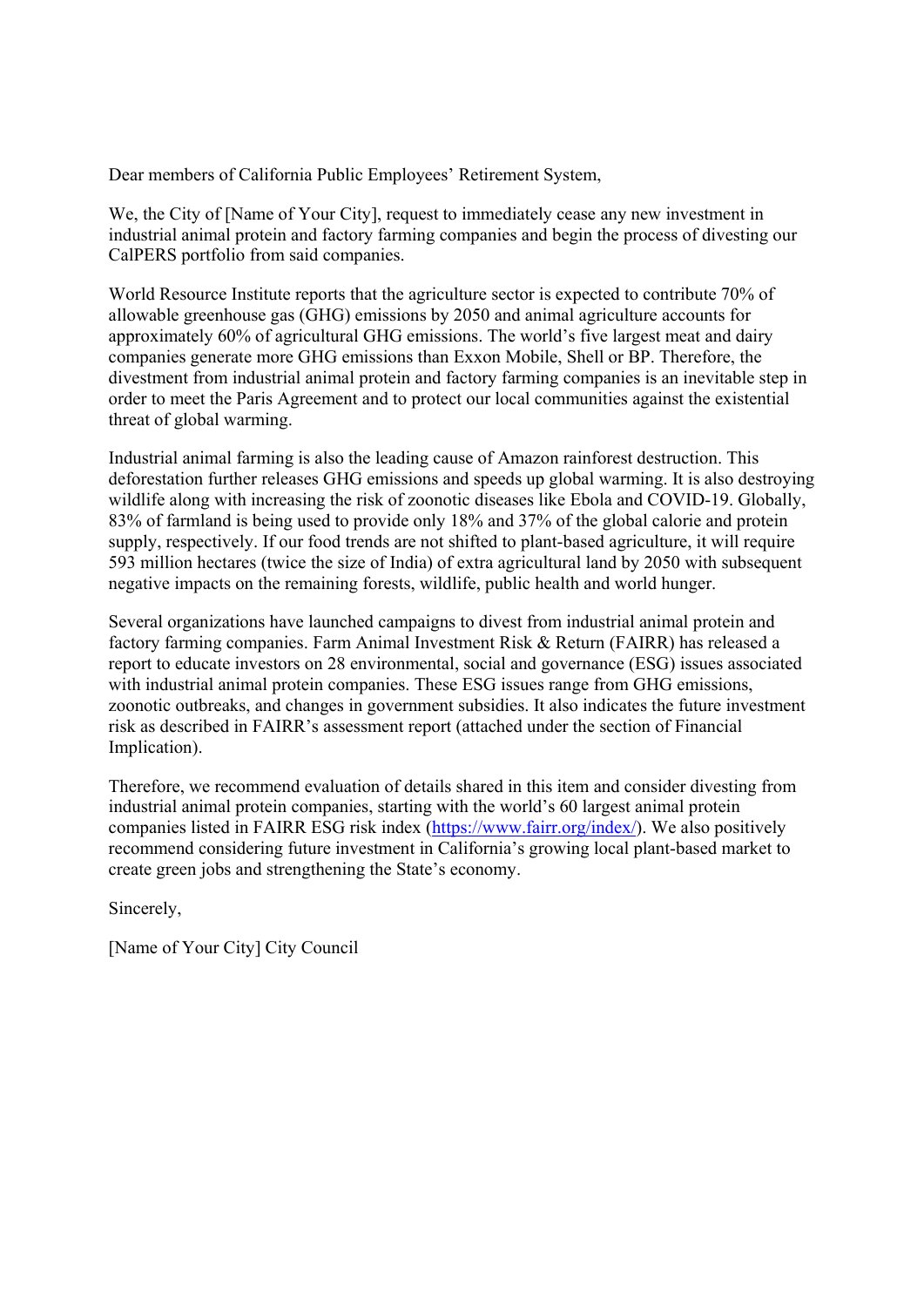Dear members of California Public Employees' Retirement System,

We, the City of [Name of Your City], request to immediately cease any new investment in industrial animal protein and factory farming companies and begin the process of divesting our CalPERS portfolio from said companies.

World Resource Institute reports that the agriculture sector is expected to contribute 70% of allowable greenhouse gas (GHG) emissions by 2050 and animal agriculture accounts for approximately 60% of agricultural GHG emissions. The world's five largest meat and dairy companies generate more GHG emissions than Exxon Mobile, Shell or BP. Therefore, the divestment from industrial animal protein and factory farming companies is an inevitable step in order to meet the Paris Agreement and to protect our local communities against the existential threat of global warming.

Industrial animal farming is also the leading cause of Amazon rainforest destruction. This deforestation further releases GHG emissions and speeds up global warming. It is also destroying wildlife along with increasing the risk of zoonotic diseases like Ebola and COVID-19. Globally, 83% of farmland is being used to provide only 18% and 37% of the global calorie and protein supply, respectively. If our food trends are not shifted to plant-based agriculture, it will require 593 million hectares (twice the size of India) of extra agricultural land by 2050 with subsequent negative impacts on the remaining forests, wildlife, public health and world hunger.

Several organizations have launched campaigns to divest from industrial animal protein and factory farming companies. Farm Animal Investment Risk & Return (FAIRR) has released a report to educate investors on 28 environmental, social and governance (ESG) issues associated with industrial animal protein companies. These ESG issues range from GHG emissions, zoonotic outbreaks, and changes in government subsidies. It also indicates the future investment risk as described in FAIRR's assessment report (attached under the section of Financial Implication).

Therefore, we recommend evaluation of details shared in this item and consider divesting from industrial animal protein companies, starting with the world's 60 largest animal protein companies listed in FAIRR ESG risk index (https://www.fairr.org/index/). We also positively recommend considering future investment in California's growing local plant-based market to create green jobs and strengthening the State's economy.

Sincerely,

[Name of Your City] City Council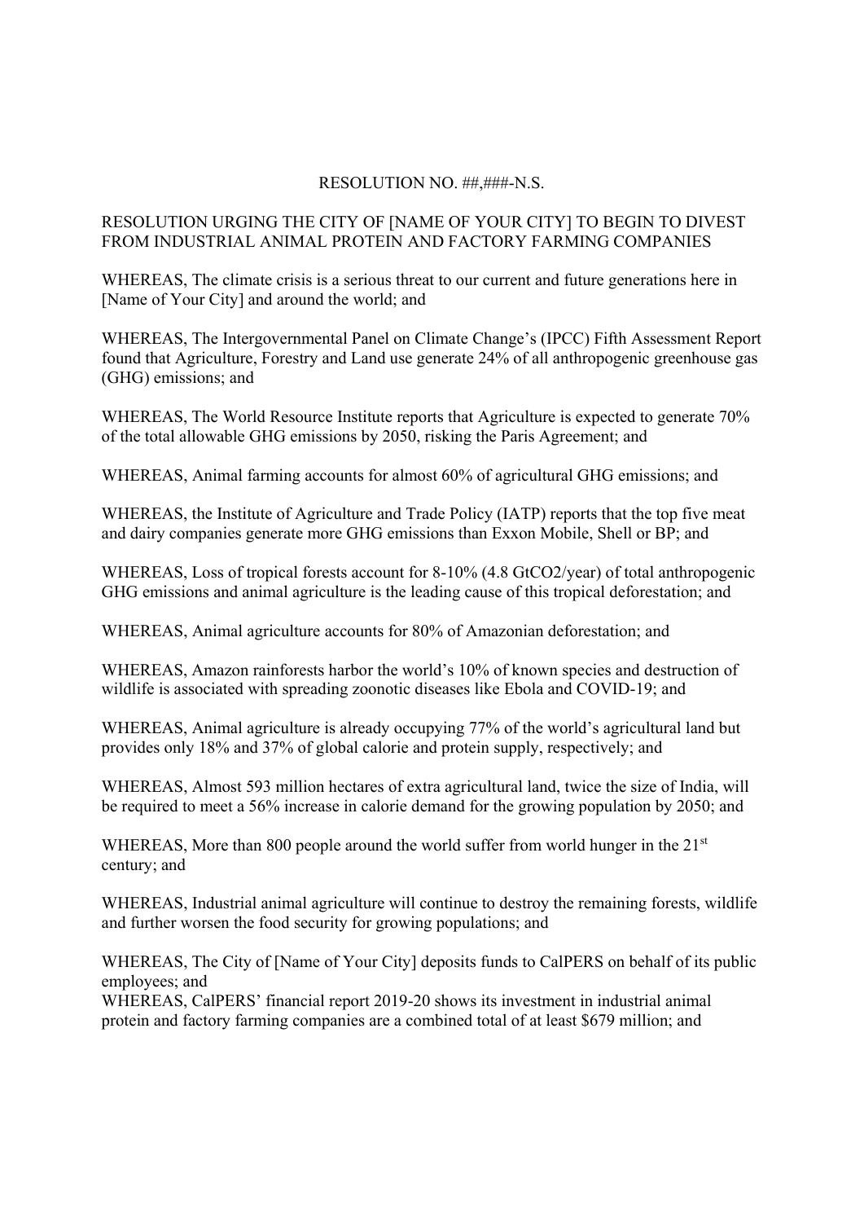RESOLUTION NO. ##,###-N.S.

RESOLUTION URGING THE CITY OF [NAME OF YOUR CITY] TO BEGIN TO DIVEST FROM INDUSTRIAL ANIMAL PROTEIN AND FACTORY FARMING COMPANIES

WHEREAS, The climate crisis is a serious threat to our current and future generations here in [Name of Your City] and around the world; and

WHEREAS, The Intergovernmental Panel on Climate Change's (IPCC) Fifth Assessment Report found that Agriculture, Forestry and Land use generate 24% of all anthropogenic greenhouse gas (GHG) emissions; and

WHEREAS, The World Resource Institute reports that Agriculture is expected to generate 70% of the total allowable GHG emissions by 2050, risking the Paris Agreement; and

WHEREAS, Animal farming accounts for almost 60% of agricultural GHG emissions; and

WHEREAS, the Institute of Agriculture and Trade Policy (IATP) reports that the top five meat and dairy companies generate more GHG emissions than Exxon Mobile, Shell or BP; and

WHEREAS, Loss of tropical forests account for 8-10% (4.8 GtCO2/year) of total anthropogenic GHG emissions and animal agriculture is the leading cause of this tropical deforestation; and

WHEREAS, Animal agriculture accounts for 80% of Amazonian deforestation; and

WHEREAS, Amazon rainforests harbor the world's 10% of known species and destruction of wildlife is associated with spreading zoonotic diseases like Ebola and COVID-19; and

WHEREAS, Animal agriculture is already occupying 77% of the world's agricultural land but provides only 18% and 37% of global calorie and protein supply, respectively; and

WHEREAS, Almost 593 million hectares of extra agricultural land, twice the size of India, will be required to meet a 56% increase in calorie demand for the growing population by 2050; and

WHEREAS, More than 800 people around the world suffer from world hunger in the 21st century; and

WHEREAS, Industrial animal agriculture will continue to destroy the remaining forests, wildlife and further worsen the food security for growing populations; and

WHEREAS, The City of [Name of Your City] deposits funds to CalPERS on behalf of its public employees; and

WHEREAS, CalPERS' financial report 2019-20 shows its investment in industrial animal protein and factory farming companies are a combined total of at least $679 million; and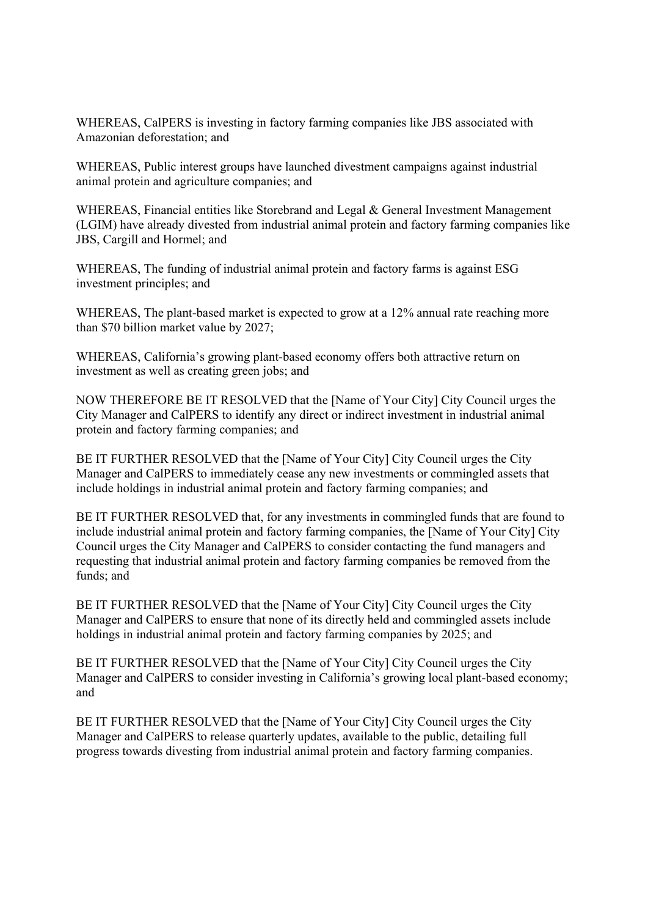WHEREAS, CalPERS is investing in factory farming companies like JBS associated with Amazonian deforestation; and

WHEREAS, Public interest groups have launched divestment campaigns against industrial animal protein and agriculture companies; and

WHEREAS, Financial entities like Storebrand and Legal & General Investment Management (LGIM) have already divested from industrial animal protein and factory farming companies like JBS, Cargill and Hormel; and

WHEREAS, The funding of industrial animal protein and factory farms is against ESG investment principles; and

WHEREAS, The plant-based market is expected to grow at a 12% annual rate reaching more than $70 billion market value by 2027;

WHEREAS, California's growing plant-based economy offers both attractive return on investment as well as creating green jobs; and

NOW THEREFORE BE IT RESOLVED that the [Name of Your City] City Council urges the City Manager and CalPERS to identify any direct or indirect investment in industrial animal protein and factory farming companies; and

BE IT FURTHER RESOLVED that the [Name of Your City] City Council urges the City Manager and CalPERS to immediately cease any new investments or commingled assets that include holdings in industrial animal protein and factory farming companies; and

BE IT FURTHER RESOLVED that, for any investments in commingled funds that are found to include industrial animal protein and factory farming companies, the [Name of Your City] City Council urges the City Manager and CalPERS to consider contacting the fund managers and requesting that industrial animal protein and factory farming companies be removed from the funds; and

BE IT FURTHER RESOLVED that the [Name of Your City] City Council urges the City Manager and CalPERS to ensure that none of its directly held and commingled assets include holdings in industrial animal protein and factory farming companies by 2025; and

BE IT FURTHER RESOLVED that the [Name of Your City] City Council urges the City Manager and CalPERS to consider investing in California's growing local plant-based economy; and

BE IT FURTHER RESOLVED that the [Name of Your City] City Council urges the City Manager and CalPERS to release quarterly updates, available to the public, detailing full progress towards divesting from industrial animal protein and factory farming companies.